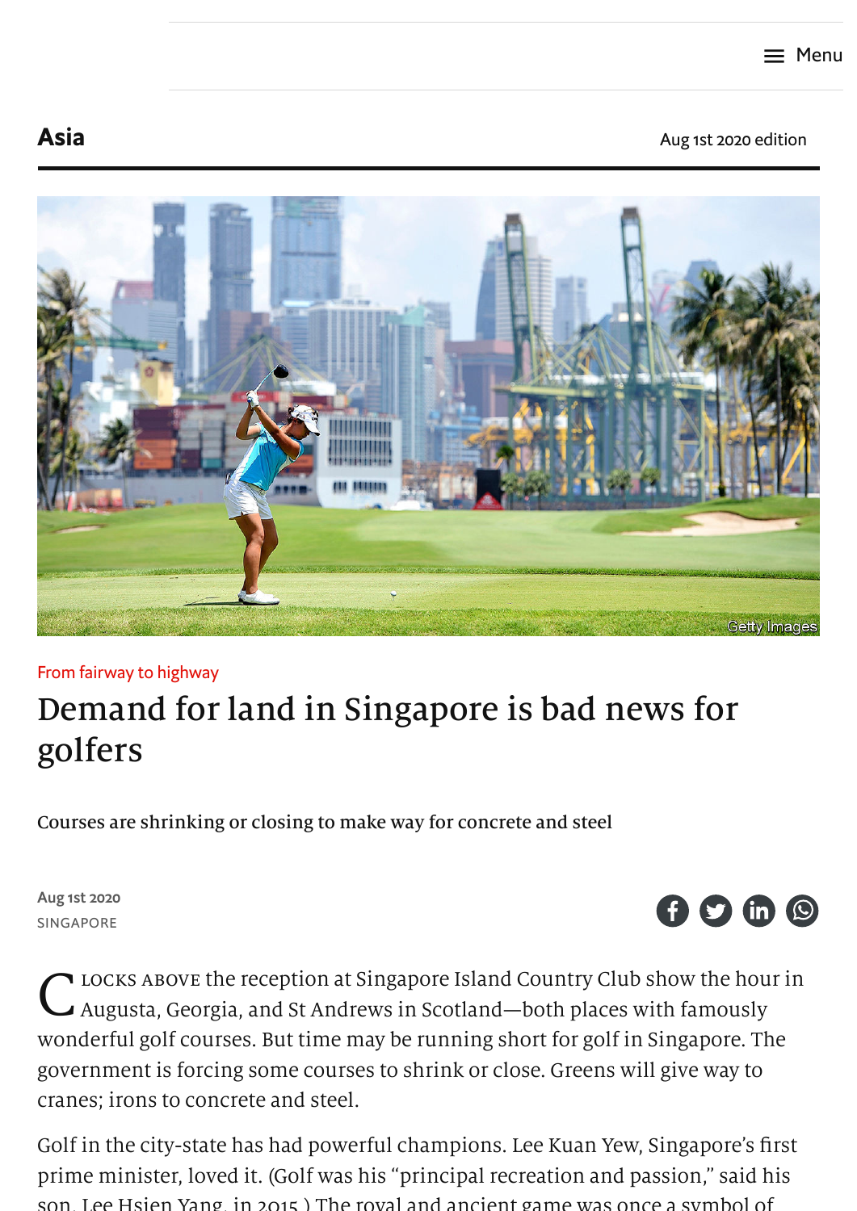Asia

Aug 1st 2020 edition

Getty Images

From fairway to highway

# Demand for land in Singapore is bad news for golfers

Courses are shrinking or closing to make way for concrete and steel

Aug 1st 2020

SINGAPORE

CLOCKS ABOVE the reception at Singapore Island Country Club show the hour in Augusta, Georgia, and St Andrews in Scotland—both places with famously wonderful golf courses. But time may be running short for golf in Singapore. The government is forcing some courses to shrink or close. Greens will give way to cranes; irons to concrete and steel.

Golf in the city-state has had powerful champions. Lee Kuan Yew, Singapore's first prime minister, loved it. (Golf was his "principal recreation and passion," said his son, Lee Hsien Yang, in 2015.) The royal and ancient game was once a symbol of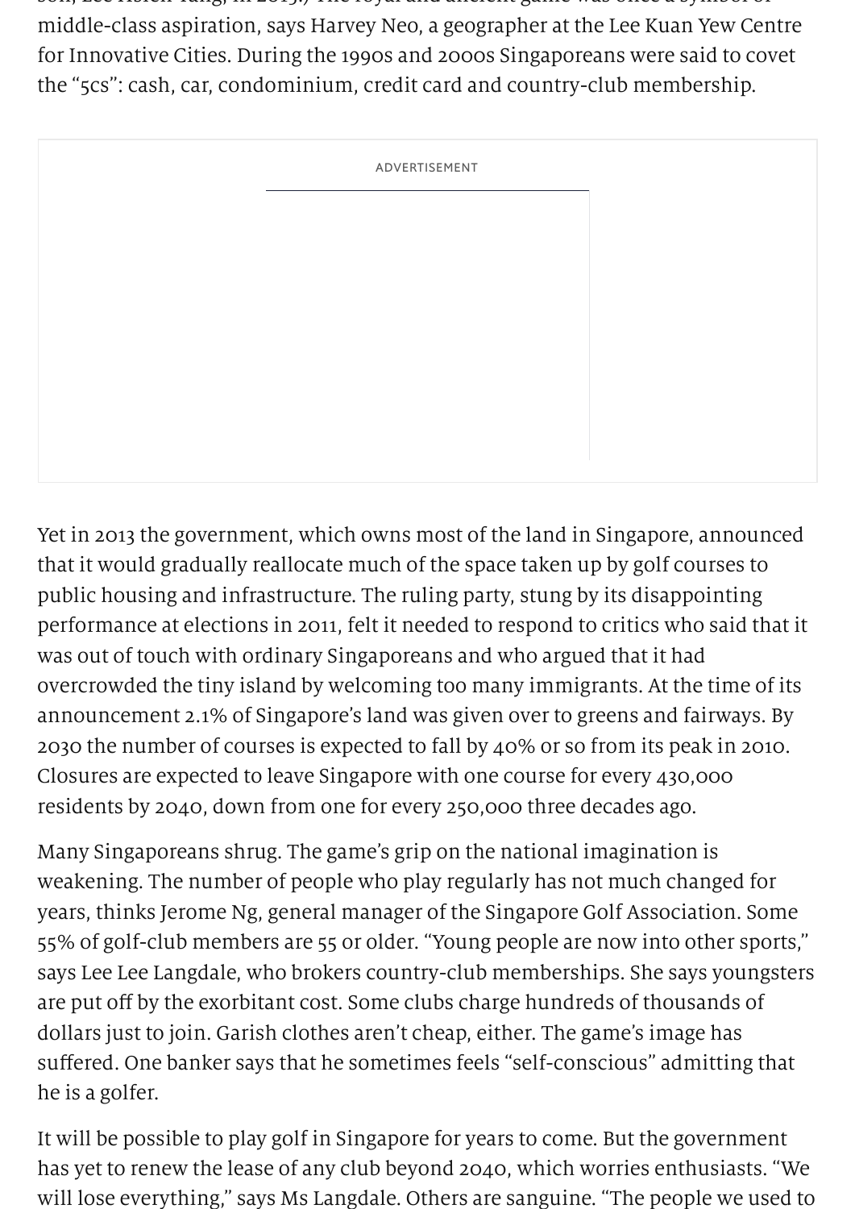middle-class aspiration, says Harvey Neo, a geographer at the Lee Kuan Yew Centre for Innovative Cities. During the 1990s and 2000s Singaporeans were said to covet the "5cs": cash, car, condominium, credit card and country-club membership.

Yet in 2013 the government, which owns most of the land in Singapore, announced that it would gradually reallocate much of the space taken up by golf courses to public housing and infrastructure. The ruling party, stung by its disappointing performance at elections in 2011, felt it needed to respond to critics who said that it was out of touch with ordinary Singaporeans and who argued that it had overcrowded the tiny island by welcoming too many immigrants. At the time of its announcement 2.1% of Singapore's land was given over to greens and fairways. By 2030 the number of courses is expected to fall by 40% or so from its peak in 2010. Closures are expected to leave Singapore with one course for every 430,000 residents by 2040, down from one for every 250,000 three decades ago.

Many Singaporeans shrug. The game's grip on the national imagination is weakening. The number of people who play regularly has not much changed for years, thinks Jerome Ng, general manager of the Singapore Golf Association. Some 55% of golf-club members are 55 or older. "Young people are now into other sports," says Lee Lee Langdale, who brokers country-club memberships. She says youngsters are put off by the exorbitant cost. Some clubs charge hundreds of thousands of dollars just to join. Garish clothes aren't cheap, either. The game's image has suffered. One banker says that he sometimes feels "self-conscious" admitting that he is a golfer.

It will be possible to play golf in Singapore for years to come. But the government has yet to renew the lease of any club beyond 2040, which worries enthusiasts. "We will lose everything," says Ms Langdale. Others are sanguine. "The people we used to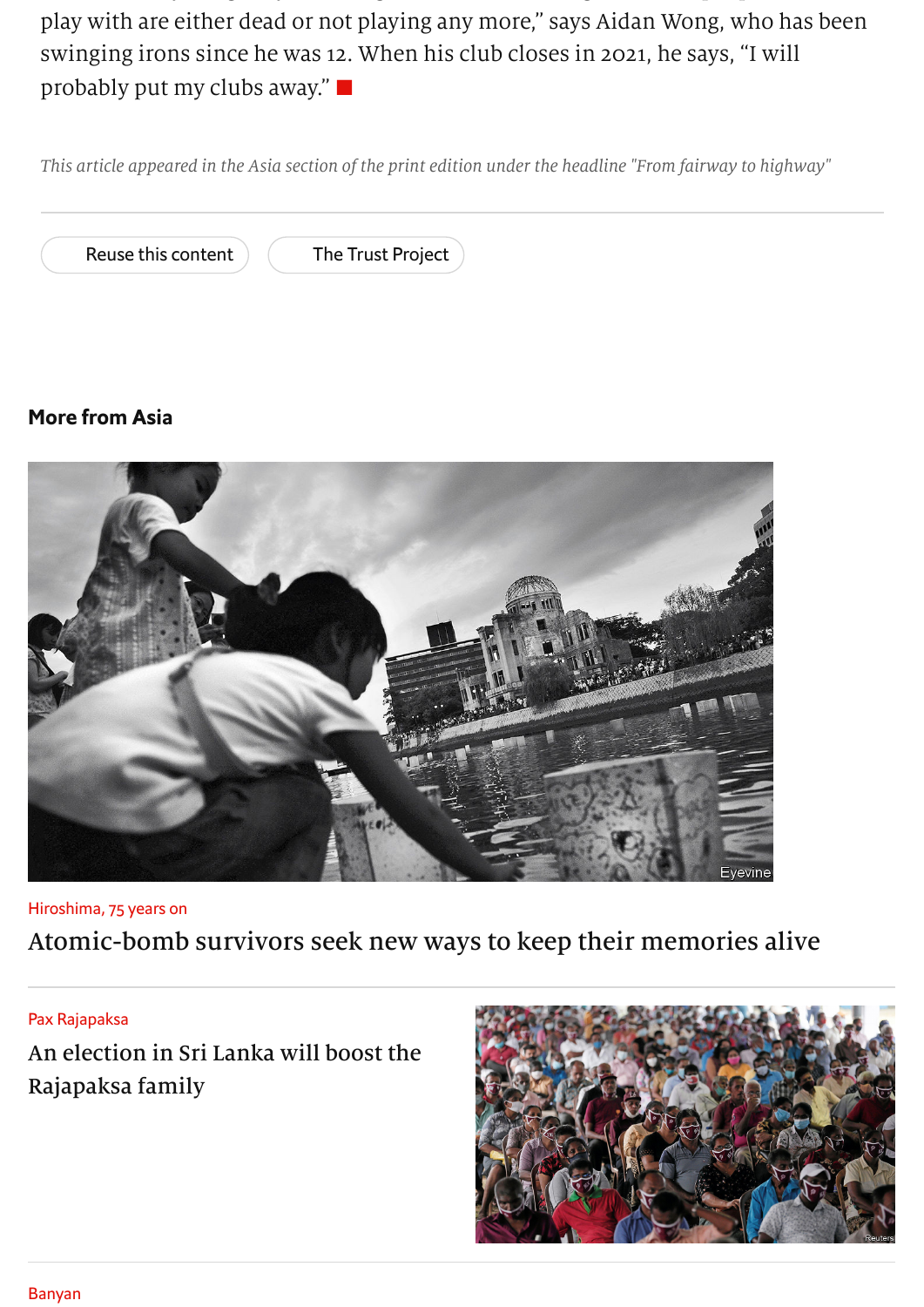play with are either dead or not playing any more," says Aidan Wong, who has been swinging irons since he was 12. When his club closes in 2021, he says, "I will probably put my clubs away." ■

*This article appeared in the Asia section of the print edition under the headline "From fairway to highway"*

Reuse this content

The Trust Project

## More from Asia

Eyevine

Hiroshima, 75 years on

### Atomic-bomb survivors seek new ways to keep their memories alive

Pax Rajapaksa

### An election in Sri Lanka will boost the Rajapaksa family

Reuters

Banyan